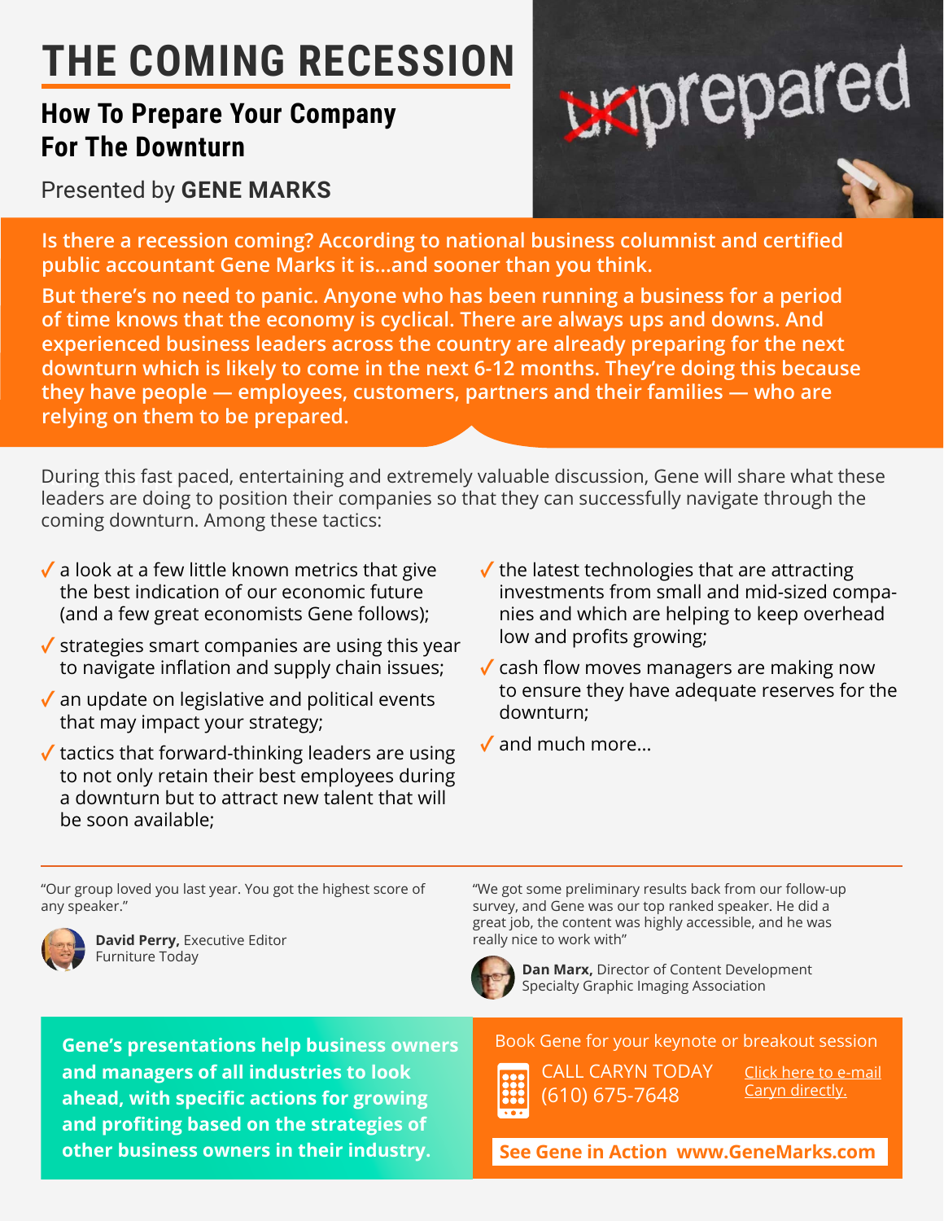# THE COMING RECESSION

## How To Prepare Your Company For The Downturn

Presented by **GENE MARKS**

**Is there a recession coming? According to national business columnist and certified public accountant Gene Marks it is...and sooner than you think.**

**But there's no need to panic. Anyone who has been running a business for a period of time knows that the economy is cyclical. There are always ups and downs. And experienced business leaders across the country are already preparing for the next downturn which is likely to come in the next 6-12 months. They're doing this because they have people — employees, customers, partners and their families — who are relying on them to be prepared.**

During this fast paced, entertaining and extremely valuable discussion, Gene will share what these leaders are doing to position their companies so that they can successfully navigate through the coming downturn. Among these tactics:

- ✓ a look at a few little known metrics that give the best indication of our economic future (and a few great economists Gene follows);
- ✓ strategies smart companies are using this year to navigate inflation and supply chain issues;
- ✓ an update on legislative and political events that may impact your strategy;
- ✓ tactics that forward-thinking leaders are using to not only retain their best employees during a downturn but to attract new talent that will be soon available;
- ✓ the latest technologies that are attracting investments from small and mid-sized companies and which are helping to keep overhead low and profits growing;
- ✓ cash flow moves managers are making now to ensure they have adequate reserves for the downturn;
- ✓ and much more...

---

"Our group loved you last year. You got the highest score of any speaker."

**David Perry,** Executive Editor
Furniture Today

"We got some preliminary results back from our follow-up survey, and Gene was our top ranked speaker. He did a great job, the content was highly accessible, and he was really nice to work with"

**Dan Marx,** Director of Content Development
Specialty Graphic Imaging Association

**Gene's presentations help business owners and managers of all industries to look ahead, with specific actions for growing and profiting based on the strategies of other business owners in their industry.**

Book Gene for your keynote or breakout session

CALL CARYN TODAY
(610) 675-7648

Click here to e-mail Caryn directly.

**See Gene in Action www.GeneMarks.com**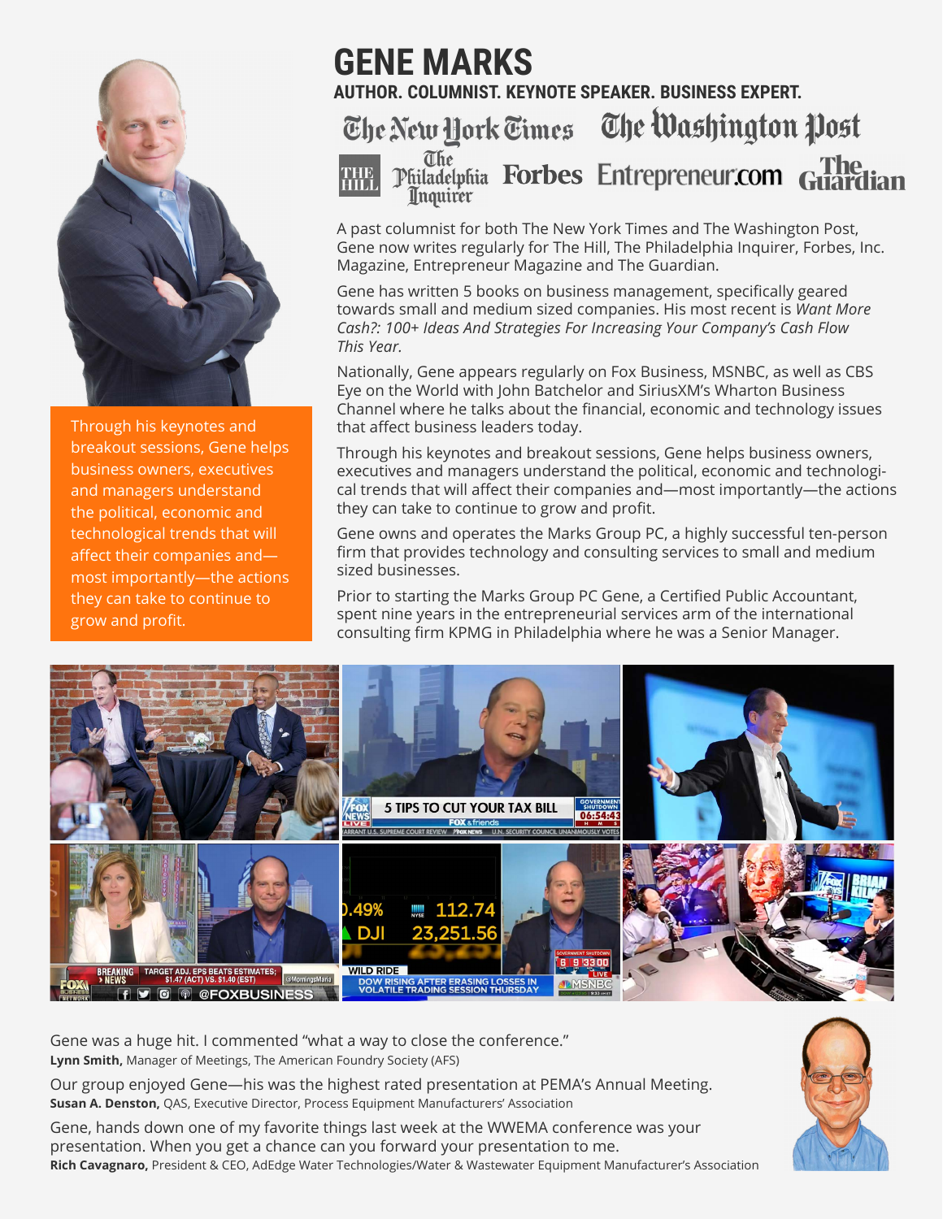# GENE MARKS

**AUTHOR. COLUMNIST. KEYNOTE SPEAKER. BUSINESS EXPERT.**

The New York Times The Washington Post
THE HILL The Philadelphia Inquirer Forbes Entrepreneur.com The Guardian

Through his keynotes and breakout sessions, Gene helps business owners, executives and managers understand the political, economic and technological trends that will affect their companies and—most importantly—the actions they can take to continue to grow and profit.

A past columnist for both The New York Times and The Washington Post, Gene now writes regularly for The Hill, The Philadelphia Inquirer, Forbes, Inc. Magazine, Entrepreneur Magazine and The Guardian.

Gene has written 5 books on business management, specifically geared towards small and medium sized companies. His most recent is *Want More Cash?: 100+ Ideas And Strategies For Increasing Your Company's Cash Flow This Year.*

Nationally, Gene appears regularly on Fox Business, MSNBC, as well as CBS Eye on the World with John Batchelor and SiriusXM's Wharton Business Channel where he talks about the financial, economic and technology issues that affect business leaders today.

Through his keynotes and breakout sessions, Gene helps business owners, executives and managers understand the political, economic and technological trends that will affect their companies and—most importantly—the actions they can take to continue to grow and profit.

Gene owns and operates the Marks Group PC, a highly successful ten-person firm that provides technology and consulting services to small and medium sized businesses.

Prior to starting the Marks Group PC Gene, a Certified Public Accountant, spent nine years in the entrepreneurial services arm of the international consulting firm KPMG in Philadelphia where he was a Senior Manager.

Gene was a huge hit. I commented "what a way to close the conference."
**Lynn Smith,** Manager of Meetings, The American Foundry Society (AFS)

Our group enjoyed Gene—his was the highest rated presentation at PEMA's Annual Meeting.
**Susan A. Denston,** QAS, Executive Director, Process Equipment Manufacturers' Association

Gene, hands down one of my favorite things last week at the WWEMA conference was your presentation. When you get a chance can you forward your presentation to me.
**Rich Cavagnaro,** President & CEO, AdEdge Water Technologies/Water & Wastewater Equipment Manufacturer's Association